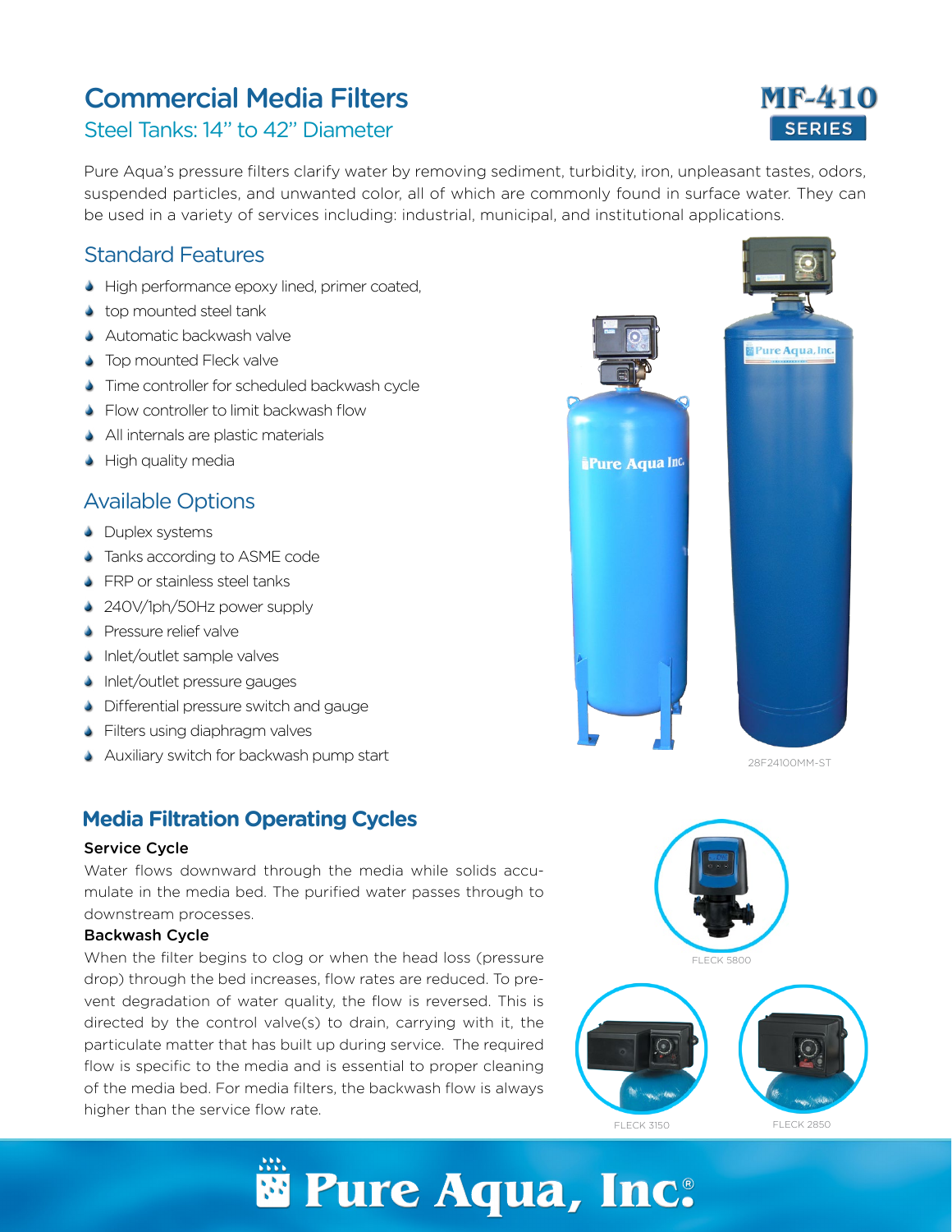# Commercial Media Filters

## Steel Tanks: 14" to 42" Diameter

MF-410 SERIES

Pure Aqua's pressure filters clarify water by removing sediment, turbidity, iron, unpleasant tastes, odors, suspended particles, and unwanted color, all of which are commonly found in surface water. They can be used in a variety of services including: industrial, municipal, and institutional applications.

## Standard Features

- High performance epoxy lined, primer coated,
- top mounted steel tank
- Automatic backwash valve
- Top mounted Fleck valve
- Time controller for scheduled backwash cycle
- Flow controller to limit backwash flow
- All internals are plastic materials
- High quality media

## Available Options

- Duplex systems
- Tanks according to ASME code
- FRP or stainless steel tanks
- 240V/1ph/50Hz power supply
- Pressure relief valve
- Inlet/outlet sample valves
- Inlet/outlet pressure gauges
- Differential pressure switch and gauge
- Filters using diaphragm valves
- Auxiliary switch for backwash pump start

28F24100MM-ST

## Media Filtration Operating Cycles

**Service Cycle**

Water flows downward through the media while solids accumulate in the media bed. The purified water passes through to downstream processes.

**Backwash Cycle**

When the filter begins to clog or when the head loss (pressure drop) through the bed increases, flow rates are reduced. To prevent degradation of water quality, the flow is reversed. This is directed by the control valve(s) to drain, carrying with it, the particulate matter that has built up during service. The required flow is specific to the media and is essential to proper cleaning of the media bed. For media filters, the backwash flow is always higher than the service flow rate.

FLECK 5800

FLECK 3150

FLECK 2850

Pure Aqua, Inc.®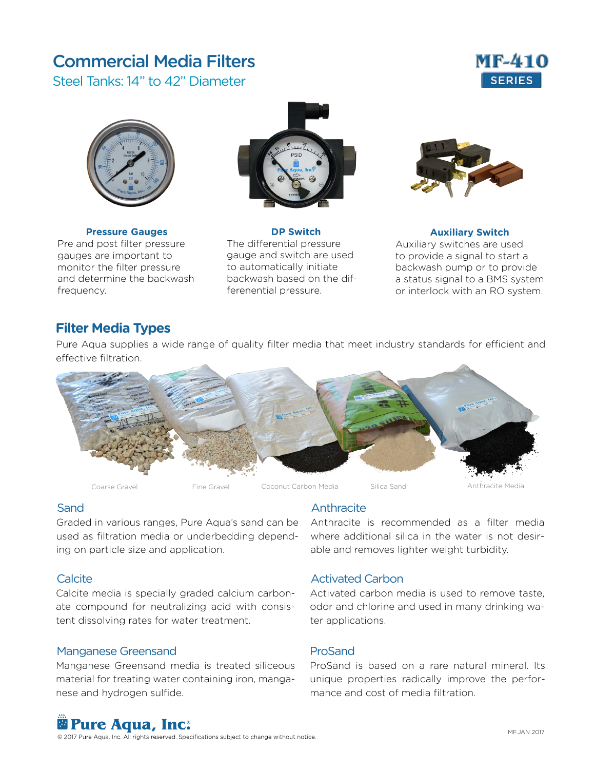# Commercial Media Filters

## Steel Tanks: 14" to 42" Diameter

MF-410 SERIES

### Pressure Gauges

Pre and post filter pressure gauges are important to monitor the filter pressure and determine the backwash frequency.

### DP Switch

The differential pressure gauge and switch are used to automatically initiate backwash based on the differenential pressure.

### Auxiliary Switch

Auxiliary switches are used to provide a signal to start a backwash pump or to provide a status signal to a BMS system or interlock with an RO system.

## Filter Media Types

Pure Aqua supplies a wide range of quality filter media that meet industry standards for efficient and effective filtration.

Coarse Gravel | Fine Gravel | Coconut Carbon Media | Silica Sand | Anthracite Media

### Sand

Graded in various ranges, Pure Aqua's sand can be used as filtration media or underbedding depending on particle size and application.

### Calcite

Calcite media is specially graded calcium carbonate compound for neutralizing acid with consistent dissolving rates for water treatment.

### Manganese Greensand

Manganese Greensand media is treated siliceous material for treating water containing iron, manganese and hydrogen sulfide.

### Anthracite

Anthracite is recommended as a filter media where additional silica in the water is not desirable and removes lighter weight turbidity.

### Activated Carbon

Activated carbon media is used to remove taste, odor and chlorine and used in many drinking water applications.

### ProSand

ProSand is based on a rare natural mineral. Its unique properties radically improve the performance and cost of media filtration.

Pure Aqua, Inc.

© 2017 Pure Aqua, Inc. All rights reserved. Specifications subject to change without notice.

MF.JAN 2017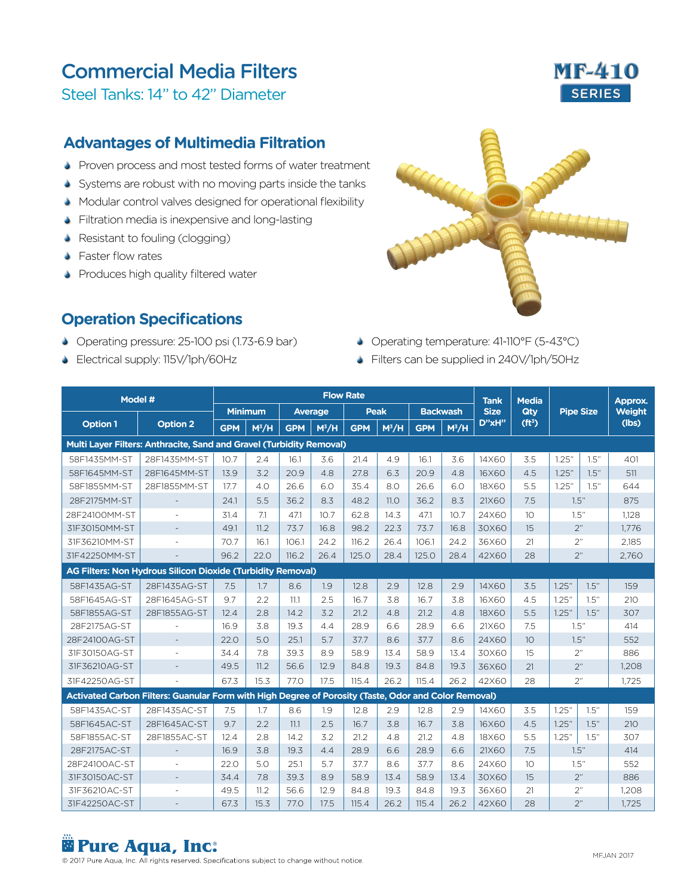# Commercial Media Filters

## Steel Tanks: 14" to 42" Diameter

MF-410 SERIES

## Advantages of Multimedia Filtration

- Proven process and most tested forms of water treatment
- Systems are robust with no moving parts inside the tanks
- Modular control valves designed for operational flexibility
- Filtration media is inexpensive and long-lasting
- Resistant to fouling (clogging)
- Faster flow rates
- Produces high quality filtered water

## Operation Specifications

- Operating pressure: 25-100 psi (1.73-6.9 bar)
- Electrical supply: 115V/1ph/60Hz
- Operating temperature: 41-110°F (5-43°C)
- Filters can be supplied in 240V/1ph/50Hz

| Model # | | Flow Rate | | | | | | | | Tank Size D"xH" | Media Qty (ft³) | Pipe Size | | Approx. Weight (lbs) |
|---|---|---|---|---|---|---|---|---|---|---|---|---|---|---|
| | | Minimum | | Average | | Peak | | Backwash | | | | | | |
| Option 1 | Option 2 | GPM | M³/H | GPM | M³/H | GPM | M³/H | GPM | M³/H | | | | | |
| **Multi Layer Filters: Anthracite, Sand and Gravel (Turbidity Removal)** | | | | | | | | | | | | | | |
| 58F1435MM-ST | 28F1435MM-ST | 10.7 | 2.4 | 16.1 | 3.6 | 21.4 | 4.9 | 16.1 | 3.6 | 14X60 | 3.5 | 1.25" | 1.5" | 401 |
| 58F1645MM-ST | 28F1645MM-ST | 13.9 | 3.2 | 20.9 | 4.8 | 27.8 | 6.3 | 20.9 | 4.8 | 16X60 | 4.5 | 1.25" | 1.5" | 511 |
| 58F1855MM-ST | 28F1855MM-ST | 17.7 | 4.0 | 26.6 | 6.0 | 35.4 | 8.0 | 26.6 | 6.0 | 18X60 | 5.5 | 1.25" | 1.5" | 644 |
| 28F2175MM-ST | - | 24.1 | 5.5 | 36.2 | 8.3 | 48.2 | 11.0 | 36.2 | 8.3 | 21X60 | 7.5 | 1.5" | | 875 |
| 28F24100MM-ST | - | 31.4 | 7.1 | 47.1 | 10.7 | 62.8 | 14.3 | 47.1 | 10.7 | 24X60 | 10 | 1.5" | | 1,128 |
| 31F30150MM-ST | - | 49.1 | 11.2 | 73.7 | 16.8 | 98.2 | 22.3 | 73.7 | 16.8 | 30X60 | 15 | 2" | | 1,776 |
| 31F36210MM-ST | - | 70.7 | 16.1 | 106.1 | 24.2 | 116.2 | 26.4 | 106.1 | 24.2 | 36X60 | 21 | 2" | | 2,185 |
| 31F42250MM-ST | - | 96.2 | 22.0 | 116.2 | 26.4 | 125.0 | 28.4 | 125.0 | 28.4 | 42X60 | 28 | 2" | | 2,760 |
| **AG Filters: Non Hydrous Silicon Dioxide (Turbidity Removal)** | | | | | | | | | | | | | | |
| 58F1435AG-ST | 28F1435AG-ST | 7.5 | 1.7 | 8.6 | 1.9 | 12.8 | 2.9 | 12.8 | 2.9 | 14X60 | 3.5 | 1.25" | 1.5" | 159 |
| 58F1645AG-ST | 28F1645AG-ST | 9.7 | 2.2 | 11.1 | 2.5 | 16.7 | 3.8 | 16.7 | 3.8 | 16X60 | 4.5 | 1.25" | 1.5" | 210 |
| 58F1855AG-ST | 28F1855AG-ST | 12.4 | 2.8 | 14.2 | 3.2 | 21.2 | 4.8 | 21.2 | 4.8 | 18X60 | 5.5 | 1.25" | 1.5" | 307 |
| 28F2175AG-ST | - | 16.9 | 3.8 | 19.3 | 4.4 | 28.9 | 6.6 | 28.9 | 6.6 | 21X60 | 7.5 | 1.5" | | 414 |
| 28F24100AG-ST | - | 22.0 | 5.0 | 25.1 | 5.7 | 37.7 | 8.6 | 37.7 | 8.6 | 24X60 | 10 | 1.5" | | 552 |
| 31F30150AG-ST | - | 34.4 | 7.8 | 39.3 | 8.9 | 58.9 | 13.4 | 58.9 | 13.4 | 30X60 | 15 | 2" | | 886 |
| 31F36210AG-ST | - | 49.5 | 11.2 | 56.6 | 12.9 | 84.8 | 19.3 | 84.8 | 19.3 | 36X60 | 21 | 2" | | 1,208 |
| 31F42250AG-ST | - | 67.3 | 15.3 | 77.0 | 17.5 | 115.4 | 26.2 | 115.4 | 26.2 | 42X60 | 28 | 2" | | 1,725 |
| **Activated Carbon Filters: Guanular Form with High Degree of Porosity (Taste, Odor and Color Removal)** | | | | | | | | | | | | | | |
| 58F1435AC-ST | 28F1435AC-ST | 7.5 | 1.7 | 8.6 | 1.9 | 12.8 | 2.9 | 12.8 | 2.9 | 14X60 | 3.5 | 1.25" | 1.5" | 159 |
| 58F1645AC-ST | 28F1645AC-ST | 9.7 | 2.2 | 11.1 | 2.5 | 16.7 | 3.8 | 16.7 | 3.8 | 16X60 | 4.5 | 1.25" | 1.5" | 210 |
| 58F1855AC-ST | 28F1855AC-ST | 12.4 | 2.8 | 14.2 | 3.2 | 21.2 | 4.8 | 21.2 | 4.8 | 18X60 | 5.5 | 1.25" | 1.5" | 307 |
| 28F2175AC-ST | - | 16.9 | 3.8 | 19.3 | 4.4 | 28.9 | 6.6 | 28.9 | 6.6 | 21X60 | 7.5 | 1.5" | | 414 |
| 28F24100AC-ST | - | 22.0 | 5.0 | 25.1 | 5.7 | 37.7 | 8.6 | 37.7 | 8.6 | 24X60 | 10 | 1.5" | | 552 |
| 31F30150AC-ST | - | 34.4 | 7.8 | 39.3 | 8.9 | 58.9 | 13.4 | 58.9 | 13.4 | 30X60 | 15 | 2" | | 886 |
| 31F36210AC-ST | - | 49.5 | 11.2 | 56.6 | 12.9 | 84.8 | 19.3 | 84.8 | 19.3 | 36X60 | 21 | 2" | | 1,208 |
| 31F42250AC-ST | - | 67.3 | 15.3 | 77.0 | 17.5 | 115.4 | 26.2 | 115.4 | 26.2 | 42X60 | 28 | 2" | | 1,725 |

Pure Aqua, Inc.®

© 2017 Pure Aqua, Inc. All rights reserved. Specifications subject to change without notice.

MFJAN 2017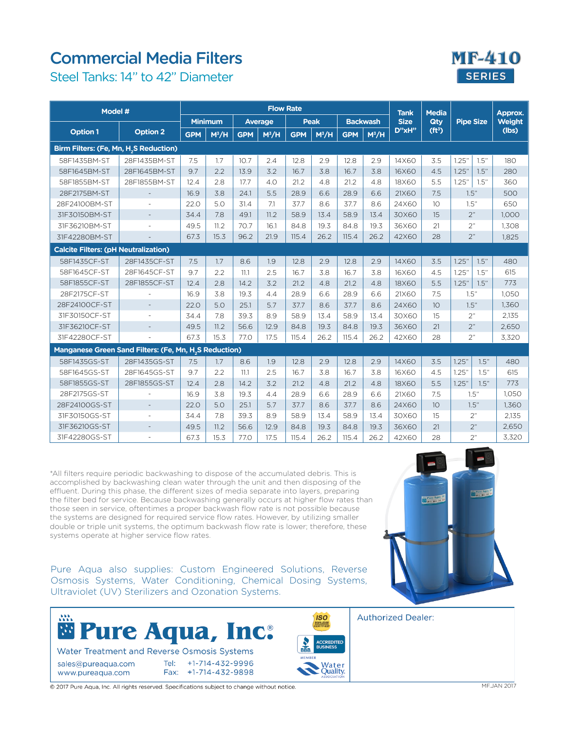# Commercial Media Filters

## Steel Tanks: 14" to 42" Diameter

MF-410 SERIES

| Model # | | Flow Rate | | | | | | | | Tank Size D"xH" | Media Qty (ft³) | Pipe Size | | Approx. Weight (lbs) |
|---|---|---|---|---|---|---|---|---|---|---|---|---|---|---|
| | | Minimum | | Average | | Peak | | Backwash | | | | | | |
| Option 1 | Option 2 | GPM | M³/H | GPM | M³/H | GPM | M³/H | GPM | M³/H | | | | | |
| **Birm Filters: (Fe, Mn, $H_2S$ Reduction)** | | | | | | | | | | | | | | |
| 58F1435BM-ST | 28F1435BM-ST | 7.5 | 1.7 | 10.7 | 2.4 | 12.8 | 2.9 | 12.8 | 2.9 | 14X60 | 3.5 | 1.25" | 1.5" | 180 |
| 58F1645BM-ST | 28F1645BM-ST | 9.7 | 2.2 | 13.9 | 3.2 | 16.7 | 3.8 | 16.7 | 3.8 | 16X60 | 4.5 | 1.25" | 1.5" | 280 |
| 58F1855BM-ST | 28F1855BM-ST | 12.4 | 2.8 | 17.7 | 4.0 | 21.2 | 4.8 | 21.2 | 4.8 | 18X60 | 5.5 | 1.25" | 1.5" | 360 |
| 28F2175BM-ST | - | 16.9 | 3.8 | 24.1 | 5.5 | 28.9 | 6.6 | 28.9 | 6.6 | 21X60 | 7.5 | 1.5" | | 500 |
| 28F24100BM-ST | - | 22.0 | 5.0 | 31.4 | 7.1 | 37.7 | 8.6 | 37.7 | 8.6 | 24X60 | 10 | 1.5" | | 650 |
| 31F30150BM-ST | - | 34.4 | 7.8 | 49.1 | 11.2 | 58.9 | 13.4 | 58.9 | 13.4 | 30X60 | 15 | 2" | | 1,000 |
| 31F36210BM-ST | - | 49.5 | 11.2 | 70.7 | 16.1 | 84.8 | 19.3 | 84.8 | 19.3 | 36X60 | 21 | 2" | | 1,308 |
| 31F42280BM-ST | - | 67.3 | 15.3 | 96.2 | 21.9 | 115.4 | 26.2 | 115.4 | 26.2 | 42X60 | 28 | 2" | | 1,825 |
| **Calcite Filters: (pH Neutralization)** | | | | | | | | | | | | | | |
| 58F1435CF-ST | 28F1435CF-ST | 7.5 | 1.7 | 8.6 | 1.9 | 12.8 | 2.9 | 12.8 | 2.9 | 14X60 | 3.5 | 1.25" | 1.5" | 480 |
| 58F1645CF-ST | 28F1645CF-ST | 9.7 | 2.2 | 11.1 | 2.5 | 16.7 | 3.8 | 16.7 | 3.8 | 16X60 | 4.5 | 1.25" | 1.5" | 615 |
| 58F1855CF-ST | 28F1855CF-ST | 12.4 | 2.8 | 14.2 | 3.2 | 21.2 | 4.8 | 21.2 | 4.8 | 18X60 | 5.5 | 1.25" | 1.5" | 773 |
| 28F2175CF-ST | - | 16.9 | 3.8 | 19.3 | 4.4 | 28.9 | 6.6 | 28.9 | 6.6 | 21X60 | 7.5 | 1.5" | | 1,050 |
| 28F24100CF-ST | - | 22.0 | 5.0 | 25.1 | 5.7 | 37.7 | 8.6 | 37.7 | 8.6 | 24X60 | 10 | 1.5" | | 1,360 |
| 31F30150CF-ST | - | 34.4 | 7.8 | 39.3 | 8.9 | 58.9 | 13.4 | 58.9 | 13.4 | 30X60 | 15 | 2" | | 2,135 |
| 31F36210CF-ST | - | 49.5 | 11.2 | 56.6 | 12.9 | 84.8 | 19.3 | 84.8 | 19.3 | 36X60 | 21 | 2" | | 2,650 |
| 31F42280CF-ST | - | 67.3 | 15.3 | 77.0 | 17.5 | 115.4 | 26.2 | 115.4 | 26.2 | 42X60 | 28 | 2" | | 3,320 |
| **Manganese Green Sand Filters: (Fe, Mn, $H_2S$ Reduction)** | | | | | | | | | | | | | | |
| 58F1435GS-ST | 28F1435GS-ST | 7.5 | 1.7 | 8.6 | 1.9 | 12.8 | 2.9 | 12.8 | 2.9 | 14X60 | 3.5 | 1.25" | 1.5" | 480 |
| 58F1645GS-ST | 28F1645GS-ST | 9.7 | 2.2 | 11.1 | 2.5 | 16.7 | 3.8 | 16.7 | 3.8 | 16X60 | 4.5 | 1.25" | 1.5" | 615 |
| 58F1855GS-ST | 28F1855GS-ST | 12.4 | 2.8 | 14.2 | 3.2 | 21.2 | 4.8 | 21.2 | 4.8 | 18X60 | 5.5 | 1.25" | 1.5" | 773 |
| 28F2175GS-ST | - | 16.9 | 3.8 | 19.3 | 4.4 | 28.9 | 6.6 | 28.9 | 6.6 | 21X60 | 7.5 | 1.5" | | 1,050 |
| 28F24100GS-ST | - | 22.0 | 5.0 | 25.1 | 5.7 | 37.7 | 8.6 | 37.7 | 8.6 | 24X60 | 10 | 1.5" | | 1,360 |
| 31F30150GS-ST | - | 34.4 | 7.8 | 39.3 | 8.9 | 58.9 | 13.4 | 58.9 | 13.4 | 30X60 | 15 | 2" | | 2,135 |
| 31F36210GS-ST | - | 49.5 | 11.2 | 56.6 | 12.9 | 84.8 | 19.3 | 84.8 | 19.3 | 36X60 | 21 | 2" | | 2,650 |
| 31F42280GS-ST | - | 67.3 | 15.3 | 77.0 | 17.5 | 115.4 | 26.2 | 115.4 | 26.2 | 42X60 | 28 | 2" | | 3,320 |

*All filters require periodic backwashing to dispose of the accumulated debris. This is accomplished by backwashing clean water through the unit and then disposing of the effluent. During this phase, the different sizes of media separate into layers, preparing the filter bed for service. Because backwashing generally occurs at higher flow rates than those seen in service, oftentimes a proper backwash flow rate is not possible because the systems are designed for required service flow rates. However, by utilizing smaller double or triple unit systems, the optimum backwash flow rate is lower; therefore, these systems operate at higher service flow rates.

Pure Aqua also supplies: Custom Engineered Solutions, Reverse Osmosis Systems, Water Conditioning, Chemical Dosing Systems, Ultraviolet (UV) Sterilizers and Ozonation Systems.

**Pure Aqua, Inc.®**

Water Treatment and Reverse Osmosis Systems

sales@pureaqua.com Tel: +1-714-432-9996
www.pureaqua.com Fax: +1-714-432-9898

ISO 9001:2008 CERTIFIED

BBB ACCREDITED BUSINESS

MEMBER Water Quality ASSOCIATION

Authorized Dealer:

© 2017 Pure Aqua, Inc. All rights reserved. Specifications subject to change without notice.

MF.JAN 2017